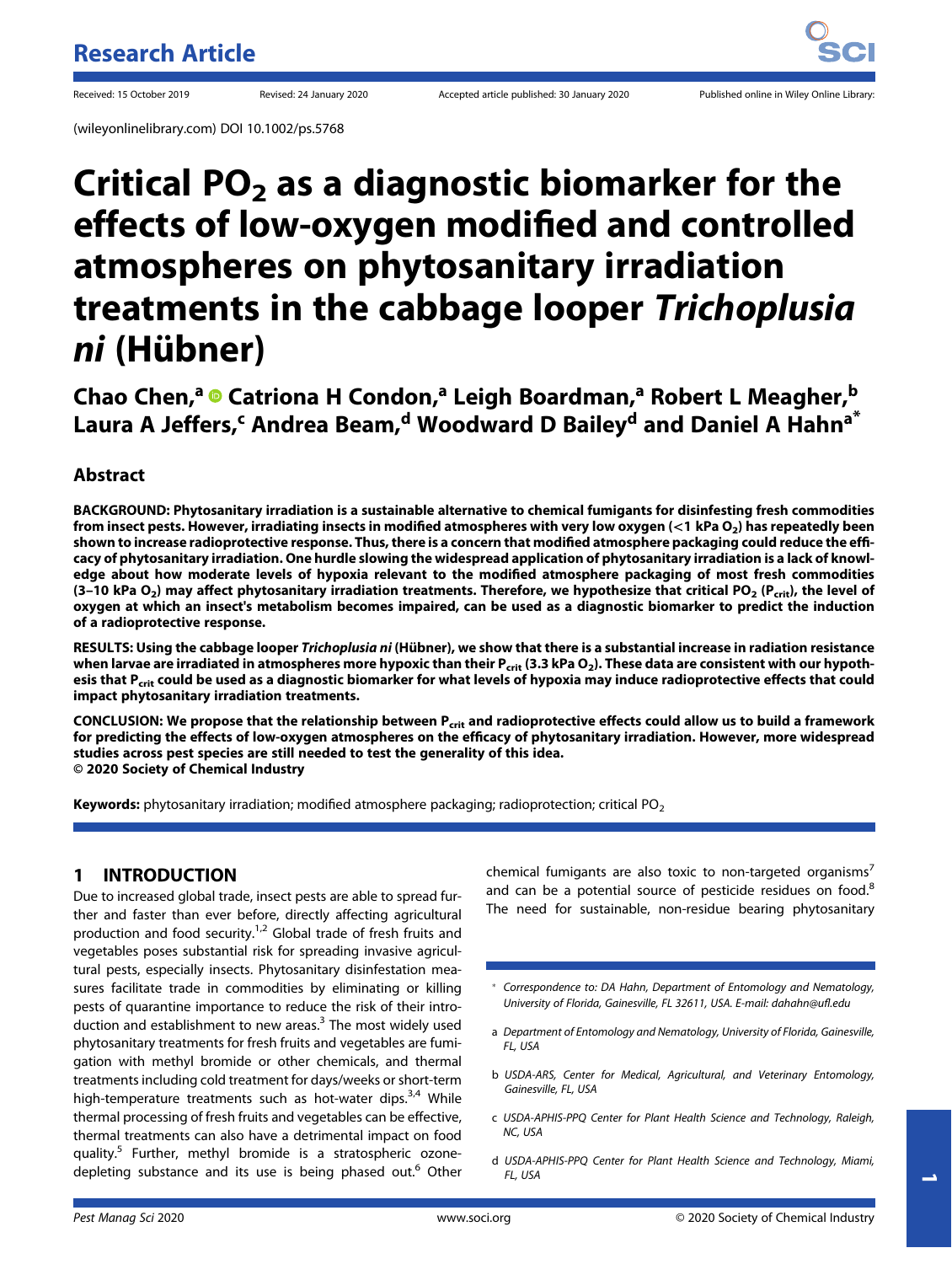Research Article

Received: 15 October 2019 Revised: 24 January 2020 Accepted article published: 30 January 2020 Published online in Wiley Online Library:

(wileyonlinelibrary.com) DOI 10.1002/ps.5768

# Critical $PO_2$ as a diagnostic biomarker for the effects of low-oxygen modified and controlled atmospheres on phytosanitary irradiation treatments in the cabbage looper *Trichoplusia ni* (Hübner)

**Chao Chen,[a] Catriona H Condon,[a] Leigh Boardman,[a] Robert L Meagher,[b] Laura A Jeffers,[c] Andrea Beam,[d] Woodward D Bailey[d] and Daniel A Hahn[a*]**

## Abstract

**BACKGROUND: Phytosanitary irradiation is a sustainable alternative to chemical fumigants for disinfesting fresh commodities from insect pests. However, irradiating insects in modified atmospheres with very low oxygen (<1 kPa $O_2$) has repeatedly been shown to increase radioprotective response. Thus, there is a concern that modified atmosphere packaging could reduce the efficacy of phytosanitary irradiation. One hurdle slowing the widespread application of phytosanitary irradiation is a lack of knowledge about how moderate levels of hypoxia relevant to the modified atmosphere packaging of most fresh commodities (3–10 kPa $O_2$) may affect phytosanitary irradiation treatments. Therefore, we hypothesize that critical $PO_2$ ($P_{crit}$), the level of oxygen at which an insect's metabolism becomes impaired, can be used as a diagnostic biomarker to predict the induction of a radioprotective response.**

**RESULTS: Using the cabbage looper *Trichoplusia ni* (Hübner), we show that there is a substantial increase in radiation resistance when larvae are irradiated in atmospheres more hypoxic than their $P_{crit}$ (3.3 kPa $O_2$). These data are consistent with our hypothesis that $P_{crit}$ could be used as a diagnostic biomarker for what levels of hypoxia may induce radioprotective effects that could impact phytosanitary irradiation treatments.**

**CONCLUSION: We propose that the relationship between $P_{crit}$ and radioprotective effects could allow us to build a framework for predicting the effects of low-oxygen atmospheres on the efficacy of phytosanitary irradiation. However, more widespread studies across pest species are still needed to test the generality of this idea.**
**© 2020 Society of Chemical Industry**

**Keywords:** phytosanitary irradiation; modified atmosphere packaging; radioprotection; critical $PO_2$

## 1 INTRODUCTION

Due to increased global trade, insect pests are able to spread further and faster than ever before, directly affecting agricultural production and food security.[1,2] Global trade of fresh fruits and vegetables poses substantial risk for spreading invasive agricultural pests, especially insects. Phytosanitary disinfestation measures facilitate trade in commodities by eliminating or killing pests of quarantine importance to reduce the risk of their introduction and establishment to new areas.[3] The most widely used phytosanitary treatments for fresh fruits and vegetables are fumigation with methyl bromide or other chemicals, and thermal treatments including cold treatment for days/weeks or short-term high-temperature treatments such as hot-water dips.[3,4] While thermal processing of fresh fruits and vegetables can be effective, thermal treatments can also have a detrimental impact on food quality.[5] Further, methyl bromide is a stratospheric ozone-depleting substance and its use is being phased out.[6] Other chemical fumigants are also toxic to non-targeted organisms[7] and can be a potential source of pesticide residues on food.[8] The need for sustainable, non-residue bearing phytosanitary

---

\* Correspondence to: DA Hahn, Department of Entomology and Nematology, University of Florida, Gainesville, FL 32611, USA. E-mail: dahahn@ufl.edu

a Department of Entomology and Nematology, University of Florida, Gainesville, FL, USA

b USDA-ARS, Center for Medical, Agricultural, and Veterinary Entomology, Gainesville, FL, USA

c USDA-APHIS-PPQ Center for Plant Health Science and Technology, Raleigh, NC, USA

d USDA-APHIS-PPQ Center for Plant Health Science and Technology, Miami, FL, USA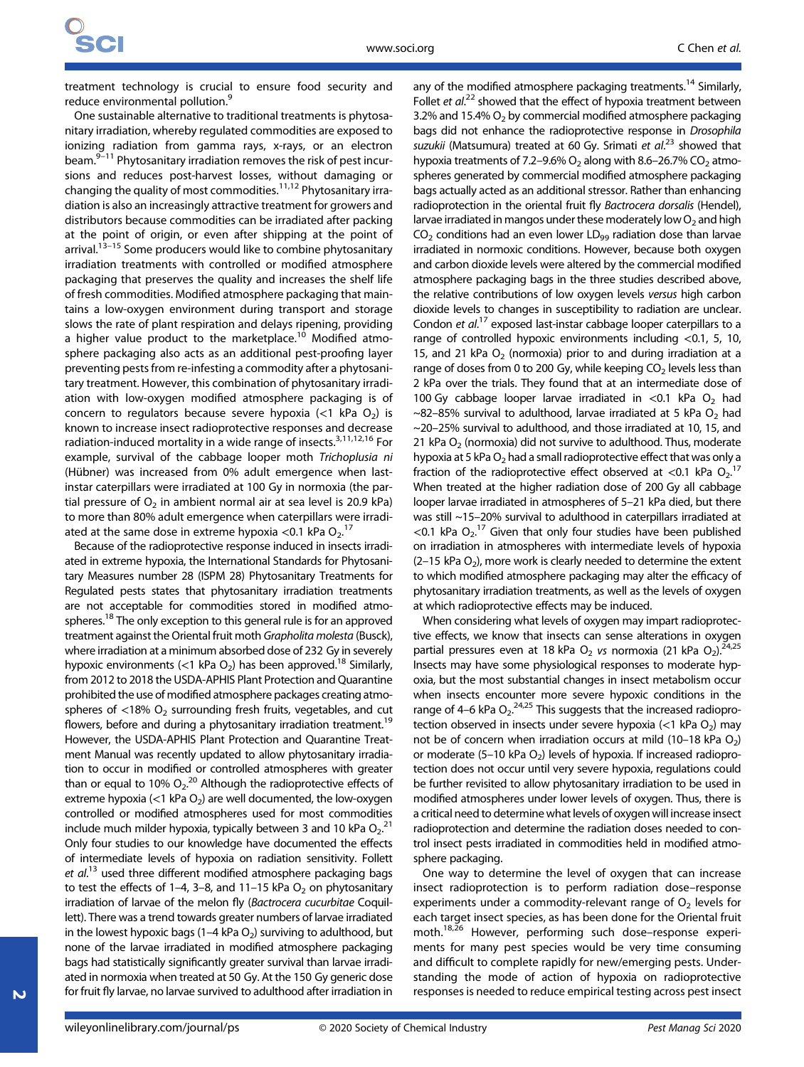treatment technology is crucial to ensure food security and reduce environmental pollution.[9]

One sustainable alternative to traditional treatments is phytosanitary irradiation, whereby regulated commodities are exposed to ionizing radiation from gamma rays, x-rays, or an electron beam.[9–11] Phytosanitary irradiation removes the risk of pest incursions and reduces post-harvest losses, without damaging or changing the quality of most commodities.[11,12] Phytosanitary irradiation is also an increasingly attractive treatment for growers and distributors because commodities can be irradiated after packing at the point of origin, or even after shipping at the point of arrival.[13–15] Some producers would like to combine phytosanitary irradiation treatments with controlled or modified atmosphere packaging that preserves the quality and increases the shelf life of fresh commodities. Modified atmosphere packaging that maintains a low-oxygen environment during transport and storage slows the rate of plant respiration and delays ripening, providing a higher value product to the marketplace.[10] Modified atmosphere packaging also acts as an additional pest-proofing layer preventing pests from re-infesting a commodity after a phytosanitary treatment. However, this combination of phytosanitary irradiation with low-oxygen modified atmosphere packaging is of concern to regulators because severe hypoxia (<1 kPa $O_2$) is known to increase insect radioprotective responses and decrease radiation-induced mortality in a wide range of insects.[3,11,12,16] For example, survival of the cabbage looper moth *Trichoplusia ni* (Hübner) was increased from 0% adult emergence when last-instar caterpillars were irradiated at 100 Gy in normoxia (the partial pressure of $O_2$ in ambient normal air at sea level is 20.9 kPa) to more than 80% adult emergence when caterpillars were irradiated at the same dose in extreme hypoxia <0.1 kPa $O_2$.[17]

Because of the radioprotective response induced in insects irradiated in extreme hypoxia, the International Standards for Phytosanitary Measures number 28 (ISPM 28) Phytosanitary Treatments for Regulated pests states that phytosanitary irradiation treatments are not acceptable for commodities stored in modified atmospheres.[18] The only exception to this general rule is for an approved treatment against the Oriental fruit moth *Grapholita molesta* (Busck), where irradiation at a minimum absorbed dose of 232 Gy in severely hypoxic environments (<1 kPa $O_2$) has been approved.[18] Similarly, from 2012 to 2018 the USDA-APHIS Plant Protection and Quarantine prohibited the use of modified atmosphere packages creating atmospheres of <18% $O_2$ surrounding fresh fruits, vegetables, and cut flowers, before and during a phytosanitary irradiation treatment.[19] However, the USDA-APHIS Plant Protection and Quarantine Treatment Manual was recently updated to allow phytosanitary irradiation to occur in modified or controlled atmospheres with greater than or equal to 10% $O_2$.[20] Although the radioprotective effects of extreme hypoxia (<1 kPa $O_2$) are well documented, the low-oxygen controlled or modified atmospheres used for most commodities include much milder hypoxia, typically between 3 and 10 kPa $O_2$.[21] Only four studies to our knowledge have documented the effects of intermediate levels of hypoxia on radiation sensitivity. Follett *et al.*[13] used three different modified atmosphere packaging bags to test the effects of 1–4, 3–8, and 11–15 kPa $O_2$ on phytosanitary irradiation of larvae of the melon fly (*Bactrocera cucurbitae* Coquillett). There was a trend towards greater numbers of larvae irradiated in the lowest hypoxic bags (1–4 kPa $O_2$) surviving to adulthood, but none of the larvae irradiated in modified atmosphere packaging bags had statistically significantly greater survival than larvae irradiated in normoxia when treated at 50 Gy. At the 150 Gy generic dose for fruit fly larvae, no larvae survived to adulthood after irradiation in any of the modified atmosphere packaging treatments.[14] Similarly, Follet *et al.*[22] showed that the effect of hypoxia treatment between 3.2% and 15.4% $O_2$ by commercial modified atmosphere packaging bags did not enhance the radioprotective response in *Drosophila suzukii* (Matsumura) treated at 60 Gy. Srimati *et al.*[23] showed that hypoxia treatments of 7.2–9.6% $O_2$ along with 8.6–26.7% $CO_2$ atmospheres generated by commercial modified atmosphere packaging bags actually acted as an additional stressor. Rather than enhancing radioprotection in the oriental fruit fly *Bactrocera dorsalis* (Hendel), larvae irradiated in mangos under these moderately low $O_2$ and high $CO_2$ conditions had an even lower $LD_{99}$ radiation dose than larvae irradiated in normoxic conditions. However, because both oxygen and carbon dioxide levels were altered by the commercial modified atmosphere packaging bags in the three studies described above, the relative contributions of low oxygen levels *versus* high carbon dioxide levels to changes in susceptibility to radiation are unclear. Condon *et al.*[17] exposed last-instar cabbage looper caterpillars to a range of controlled hypoxic environments including <0.1, 5, 10, 15, and 21 kPa $O_2$ (normoxia) prior to and during irradiation at a range of doses from 0 to 200 Gy, while keeping $CO_2$ levels less than 2 kPa over the trials. They found that at an intermediate dose of 100 Gy cabbage looper larvae irradiated in <0.1 kPa $O_2$ had ~82–85% survival to adulthood, larvae irradiated at 5 kPa $O_2$ had ~20–25% survival to adulthood, and those irradiated at 10, 15, and 21 kPa $O_2$ (normoxia) did not survive to adulthood. Thus, moderate hypoxia at 5 kPa $O_2$ had a small radioprotective effect that was only a fraction of the radioprotective effect observed at <0.1 kPa $O_2$.[17] When treated at the higher radiation dose of 200 Gy all cabbage looper larvae irradiated in atmospheres of 5–21 kPa died, but there was still ~15–20% survival to adulthood in caterpillars irradiated at <0.1 kPa $O_2$.[17] Given that only four studies have been published on irradiation in atmospheres with intermediate levels of hypoxia (2–15 kPa $O_2$), more work is clearly needed to determine the extent to which modified atmosphere packaging may alter the efficacy of phytosanitary irradiation treatments, as well as the levels of oxygen at which radioprotective effects may be induced.

When considering what levels of oxygen may impart radioprotective effects, we know that insects can sense alterations in oxygen partial pressures even at 18 kPa $O_2$ *vs* normoxia (21 kPa $O_2$).[24,25] Insects may have some physiological responses to moderate hypoxia, but the most substantial changes in insect metabolism occur when insects encounter more severe hypoxic conditions in the range of 4–6 kPa $O_2$.[24,25] This suggests that the increased radioprotection observed in insects under severe hypoxia (<1 kPa $O_2$) may not be of concern when irradiation occurs at mild (10–18 kPa $O_2$) or moderate (5–10 kPa $O_2$) levels of hypoxia. If increased radioprotection does not occur until very severe hypoxia, regulations could be further revisited to allow phytosanitary irradiation to be used in modified atmospheres under lower levels of oxygen. Thus, there is a critical need to determine what levels of oxygen will increase insect radioprotection and determine the radiation doses needed to control insect pests irradiated in commodities held in modified atmosphere packaging.

One way to determine the level of oxygen that can increase insect radioprotection is to perform radiation dose–response experiments under a commodity-relevant range of $O_2$ levels for each target insect species, as has been done for the Oriental fruit moth.[18,26] However, performing such dose–response experiments for many pest species would be very time consuming and difficult to complete rapidly for new/emerging pests. Understanding the mode of action of hypoxia on radioprotective responses is needed to reduce empirical testing across pest insect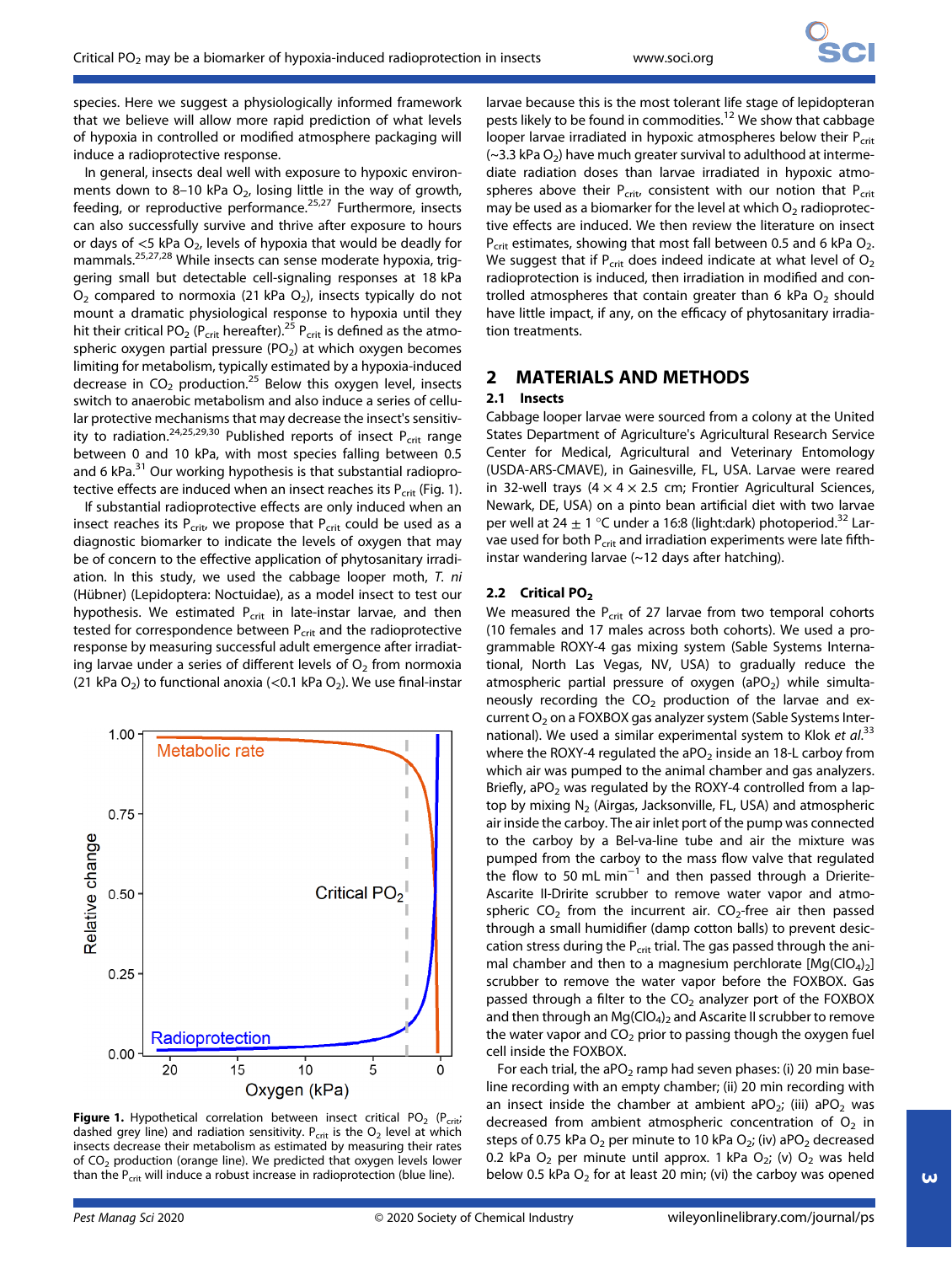species. Here we suggest a physiologically informed framework that we believe will allow more rapid prediction of what levels of hypoxia in controlled or modified atmosphere packaging will induce a radioprotective response.

In general, insects deal well with exposure to hypoxic environments down to 8–10 kPa $O_2$, losing little in the way of growth, feeding, or reproductive performance.[25,27] Furthermore, insects can also successfully survive and thrive after exposure to hours or days of <5 kPa $O_2$, levels of hypoxia that would be deadly for mammals.[25,27,28] While insects can sense moderate hypoxia, triggering small but detectable cell-signaling responses at 18 kPa $O_2$ compared to normoxia (21 kPa $O_2$), insects typically do not mount a dramatic physiological response to hypoxia until they hit their critical $PO_2$ ($P_{crit}$ hereafter).[25] $P_{crit}$ is defined as the atmospheric oxygen partial pressure ($PO_2$) at which oxygen becomes limiting for metabolism, typically estimated by a hypoxia-induced decrease in $CO_2$ production.[25] Below this oxygen level, insects switch to anaerobic metabolism and also induce a series of cellular protective mechanisms that may decrease the insect's sensitivity to radiation.[24,25,29,30] Published reports of insect $P_{crit}$ range between 0 and 10 kPa, with most species falling between 0.5 and 6 kPa.[31] Our working hypothesis is that substantial radioprotective effects are induced when an insect reaches its $P_{crit}$ (Fig. 1).

If substantial radioprotective effects are only induced when an insect reaches its $P_{crit}$, we propose that $P_{crit}$ could be used as a diagnostic biomarker to indicate the levels of oxygen that may be of concern to the effective application of phytosanitary irradiation. In this study, we used the cabbage looper moth, *T. ni* (Hübner) (Lepidoptera: Noctuidae), as a model insect to test our hypothesis. We estimated $P_{crit}$ in late-instar larvae, and then tested for correspondence between $P_{crit}$ and the radioprotective response by measuring successful adult emergence after irradiating larvae under a series of different levels of $O_2$ from normoxia (21 kPa $O_2$) to functional anoxia (<0.1 kPa $O_2$). We use final-instar larvae because this is the most tolerant life stage of lepidopteran pests likely to be found in commodities.[12] We show that cabbage looper larvae irradiated in hypoxic atmospheres below their $P_{crit}$ (~3.3 kPa $O_2$) have much greater survival to adulthood at intermediate radiation doses than larvae irradiated in hypoxic atmospheres above their $P_{crit}$, consistent with our notion that $P_{crit}$ may be used as a biomarker for the level at which $O_2$ radioprotective effects are induced. We then review the literature on insect $P_{crit}$ estimates, showing that most fall between 0.5 and 6 kPa $O_2$. We suggest that if $P_{crit}$ does indeed indicate at what level of $O_2$ radioprotection is induced, then irradiation in modified and controlled atmospheres that contain greater than 6 kPa $O_2$ should have little impact, if any, on the efficacy of phytosanitary irradiation treatments.

**Figure 1.** Hypothetical correlation between insect critical $PO_2$ ($P_{crit}$; dashed grey line) and radiation sensitivity. $P_{crit}$ is the $O_2$ level at which insects decrease their metabolism as estimated by measuring their rates of $CO_2$ production (orange line). We predicted that oxygen levels lower than the $P_{crit}$ will induce a robust increase in radioprotection (blue line).

## 2 MATERIALS AND METHODS

### 2.1 Insects

Cabbage looper larvae were sourced from a colony at the United States Department of Agriculture's Agricultural Research Service Center for Medical, Agricultural and Veterinary Entomology (USDA-ARS-CMAVE), in Gainesville, FL, USA. Larvae were reared in 32-well trays (4 × 4 × 2.5 cm; Frontier Agricultural Sciences, Newark, DE, USA) on a pinto bean artificial diet with two larvae per well at 24 ± 1 °C under a 16:8 (light:dark) photoperiod.[32] Larvae used for both $P_{crit}$ and irradiation experiments were late fifth-instar wandering larvae (~12 days after hatching).

### 2.2 Critical $PO_2$

We measured the $P_{crit}$ of 27 larvae from two temporal cohorts (10 females and 17 males across both cohorts). We used a programmable ROXY-4 gas mixing system (Sable Systems International, North Las Vegas, NV, USA) to gradually reduce the atmospheric partial pressure of oxygen ($aPO_2$) while simultaneously recording the $CO_2$ production of the larvae and excurrent $O_2$ on a FOXBOX gas analyzer system (Sable Systems International). We used a similar experimental system to Klok *et al.*[33] where the ROXY-4 regulated the $aPO_2$ inside an 18-L carboy from which air was pumped to the animal chamber and gas analyzers. Briefly, $aPO_2$ was regulated by the ROXY-4 controlled from a laptop by mixing $N_2$ (Airgas, Jacksonville, FL, USA) and atmospheric air inside the carboy. The air inlet port of the pump was connected to the carboy by a Bel-va-line tube and air the mixture was pumped from the carboy to the mass flow valve that regulated the flow to 50 mL min$^{-1}$ and then passed through a Drierite-Ascarite II-Dririte scrubber to remove water vapor and atmospheric $CO_2$ from the incurrent air. $CO_2$-free air then passed through a small humidifier (damp cotton balls) to prevent desiccation stress during the $P_{crit}$ trial. The gas passed through the animal chamber and then to a magnesium perchlorate [$Mg(ClO_4)_2$] scrubber to remove the water vapor before the FOXBOX. Gas passed through a filter to the $CO_2$ analyzer port of the FOXBOX and then through an $Mg(ClO_4)_2$ and Ascarite II scrubber to remove the water vapor and $CO_2$ prior to passing though the oxygen fuel cell inside the FOXBOX.

For each trial, the $aPO_2$ ramp had seven phases: (i) 20 min baseline recording with an empty chamber; (ii) 20 min recording with an insect inside the chamber at ambient $aPO_2$; (iii) $aPO_2$ was decreased from ambient atmospheric concentration of $O_2$ in steps of 0.75 kPa $O_2$ per minute to 10 kPa $O_2$; (iv) $aPO_2$ decreased 0.2 kPa $O_2$ per minute until approx. 1 kPa $O_2$; (v) $O_2$ was held below 0.5 kPa $O_2$ for at least 20 min; (vi) the carboy was opened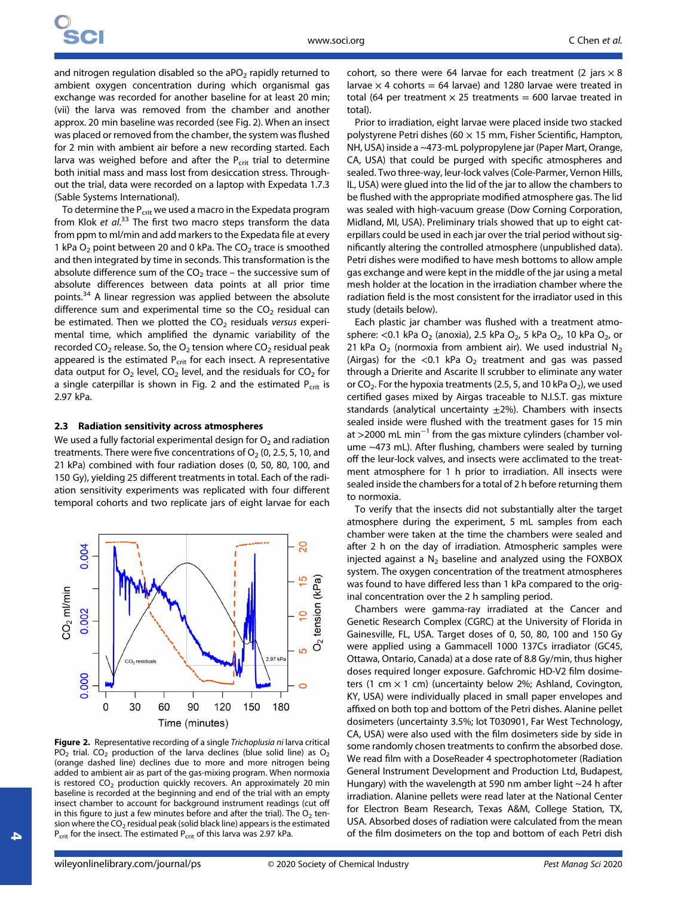and nitrogen regulation disabled so the a$PO_2$ rapidly returned to ambient oxygen concentration during which organismal gas exchange was recorded for another baseline for at least 20 min; (vii) the larva was removed from the chamber and another approx. 20 min baseline was recorded (see Fig. 2). When an insect was placed or removed from the chamber, the system was flushed for 2 min with ambient air before a new recording started. Each larva was weighed before and after the $P_{crit}$ trial to determine both initial mass and mass lost from desiccation stress. Throughout the trial, data were recorded on a laptop with Expedata 1.7.3 (Sable Systems International).

To determine the $P_{crit}$ we used a macro in the Expedata program from Klok *et al.*[33] The first two macro steps transform the data from ppm to ml/min and add markers to the Expedata file at every 1 kPa $O_2$ point between 20 and 0 kPa. The $CO_2$ trace is smoothed and then integrated by time in seconds. This transformation is the absolute difference sum of the $CO_2$ trace – the successive sum of absolute differences between data points at all prior time points.[34] A linear regression was applied between the absolute difference sum and experimental time so the $CO_2$ residual can be estimated. Then we plotted the $CO_2$ residuals *versus* experimental time, which amplified the dynamic variability of the recorded $CO_2$ release. So, the $O_2$ tension where $CO_2$ residual peak appeared is the estimated $P_{crit}$ for each insect. A representative data output for $O_2$ level, $CO_2$ level, and the residuals for $CO_2$ for a single caterpillar is shown in Fig. 2 and the estimated $P_{crit}$ is 2.97 kPa.

### 2.3 Radiation sensitivity across atmospheres

We used a fully factorial experimental design for $O_2$ and radiation treatments. There were five concentrations of $O_2$ (0, 2.5, 5, 10, and 21 kPa) combined with four radiation doses (0, 50, 80, 100, and 150 Gy), yielding 25 different treatments in total. Each of the radiation sensitivity experiments was replicated with four different temporal cohorts and two replicate jars of eight larvae for each cohort, so there were 64 larvae for each treatment (2 jars × 8 larvae × 4 cohorts = 64 larvae) and 1280 larvae were treated in total (64 per treatment × 25 treatments = 600 larvae treated in total).

**Figure 2.** Representative recording of a single *Trichoplusia ni* larva critical $PO_2$ trial. $CO_2$ production of the larva declines (blue solid line) as $O_2$ (orange dashed line) declines due to more and more nitrogen being added to ambient air as part of the gas-mixing program. When normoxia is restored $CO_2$ production quickly recovers. An approximately 20 min baseline is recorded at the beginning and end of the trial with an empty insect chamber to account for background instrument readings (cut off in this figure to just a few minutes before and after the trial). The $O_2$ tension where the $CO_2$ residual peak (solid black line) appears is the estimated $P_{crit}$ for the insect. The estimated $P_{crit}$ of this larva was 2.97 kPa.

Prior to irradiation, eight larvae were placed inside two stacked polystyrene Petri dishes (60 × 15 mm, Fisher Scientific, Hampton, NH, USA) inside a ~473-mL polypropylene jar (Paper Mart, Orange, CA, USA) that could be purged with specific atmospheres and sealed. Two three-way, leur-lock valves (Cole-Parmer, Vernon Hills, IL, USA) were glued into the lid of the jar to allow the chambers to be flushed with the appropriate modified atmosphere gas. The lid was sealed with high-vacuum grease (Dow Corning Corporation, Midland, MI, USA). Preliminary trials showed that up to eight caterpillars could be used in each jar over the trial period without significantly altering the controlled atmosphere (unpublished data). Petri dishes were modified to have mesh bottoms to allow ample gas exchange and were kept in the middle of the jar using a metal mesh holder at the location in the irradiation chamber where the radiation field is the most consistent for the irradiator used in this study (details below).

Each plastic jar chamber was flushed with a treatment atmosphere: <0.1 kPa $O_2$ (anoxia), 2.5 kPa $O_2$, 5 kPa $O_2$, 10 kPa $O_2$, or 21 kPa $O_2$ (normoxia from ambient air). We used industrial $N_2$ (Airgas) for the <0.1 kPa $O_2$ treatment and gas was passed through a Drierite and Ascarite II scrubber to eliminate any water or $CO_2$. For the hypoxia treatments (2.5, 5, and 10 kPa $O_2$), we used certified gases mixed by Airgas traceable to N.I.S.T. gas mixture standards (analytical uncertainty ±2%). Chambers with insects sealed inside were flushed with the treatment gases for 15 min at >2000 mL min$^{-1}$ from the gas mixture cylinders (chamber volume ~473 mL). After flushing, chambers were sealed by turning off the leur-lock valves, and insects were acclimated to the treatment atmosphere for 1 h prior to irradiation. All insects were sealed inside the chambers for a total of 2 h before returning them to normoxia.

To verify that the insects did not substantially alter the target atmosphere during the experiment, 5 mL samples from each chamber were taken at the time the chambers were sealed and after 2 h on the day of irradiation. Atmospheric samples were injected against a $N_2$ baseline and analyzed using the FOXBOX system. The oxygen concentration of the treatment atmospheres was found to have differed less than 1 kPa compared to the original concentration over the 2 h sampling period.

Chambers were gamma-ray irradiated at the Cancer and Genetic Research Complex (CGRC) at the University of Florida in Gainesville, FL, USA. Target doses of 0, 50, 80, 100 and 150 Gy were applied using a Gammacell 1000 137Cs irradiator (GC45, Ottawa, Ontario, Canada) at a dose rate of 8.8 Gy/min, thus higher doses required longer exposure. Gafchromic HD-V2 film dosimeters (1 cm × 1 cm) (uncertainty below 2%; Ashland, Covington, KY, USA) were individually placed in small paper envelopes and affixed on both top and bottom of the Petri dishes. Alanine pellet dosimeters (uncertainty 3.5%; lot T030901, Far West Technology, CA, USA) were also used with the film dosimeters side by side in some randomly chosen treatments to confirm the absorbed dose. We read film with a DoseReader 4 spectrophotometer (Radiation General Instrument Development and Production Ltd, Budapest, Hungary) with the wavelength at 590 nm amber light ~24 h after irradiation. Alanine pellets were read later at the National Center for Electron Beam Research, Texas A&M, College Station, TX, USA. Absorbed doses of radiation were calculated from the mean of the film dosimeters on the top and bottom of each Petri dish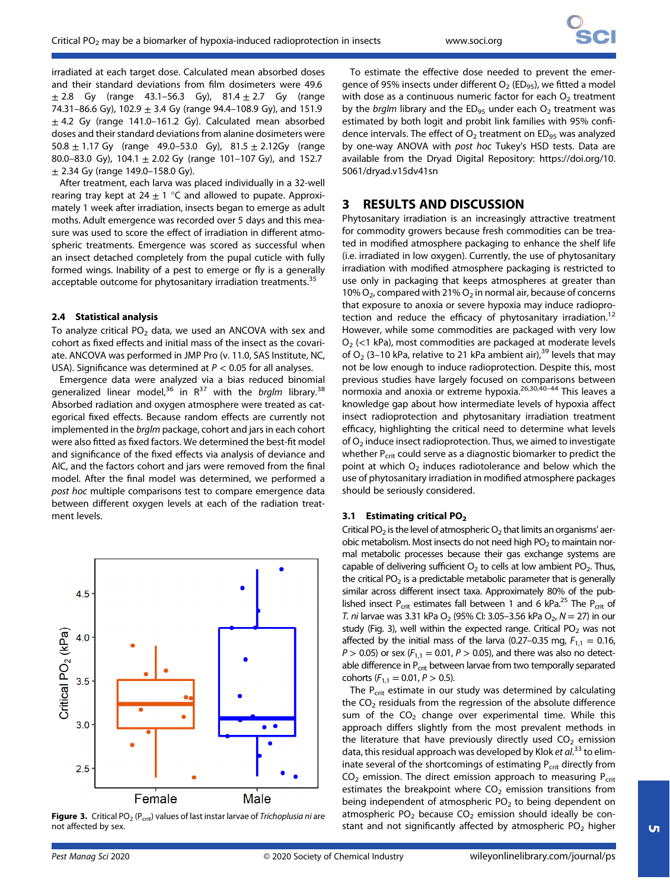irradiated at each target dose. Calculated mean absorbed doses and their standard deviations from film dosimeters were 49.6 ± 2.8 Gy (range 43.1–56.3 Gy), 81.4 ± 2.7 Gy (range 74.31–86.6 Gy), 102.9 ± 3.4 Gy (range 94.4–108.9 Gy), and 151.9 ± 4.2 Gy (range 141.0–161.2 Gy). Calculated mean absorbed doses and their standard deviations from alanine dosimeters were 50.8 ± 1.17 Gy (range 49.0–53.0 Gy), 81.5 ± 2.12Gy (range 80.0–83.0 Gy), 104.1 ± 2.02 Gy (range 101–107 Gy), and 152.7 ± 2.34 Gy (range 149.0–158.0 Gy).

After treatment, each larva was placed individually in a 32-well rearing tray kept at 24 ± 1 °C and allowed to pupate. Approximately 1 week after irradiation, insects began to emerge as adult moths. Adult emergence was recorded over 5 days and this measure was used to score the effect of irradiation in different atmospheric treatments. Emergence was scored as successful when an insect detached completely from the pupal cuticle with fully formed wings. Inability of a pest to emerge or fly is a generally acceptable outcome for phytosanitary irradiation treatments.[35]

### 2.4 Statistical analysis

To analyze critical $PO_2$ data, we used an ANCOVA with sex and cohort as fixed effects and initial mass of the insect as the covariate. ANCOVA was performed in JMP Pro (v. 11.0, SAS Institute, NC, USA). Significance was determined at $P < 0.05$ for all analyses.

Emergence data were analyzed via a bias reduced binomial generalized linear model,[36] in R[37] with the *brglm* library.[38] Absorbed radiation and oxygen atmosphere were treated as categorical fixed effects. Because random effects are currently not implemented in the *brglm* package, cohort and jars in each cohort were also fitted as fixed factors. We determined the best-fit model and significance of the fixed effects via analysis of deviance and AIC, and the factors cohort and jars were removed from the final model. After the final model was determined, we performed a *post hoc* multiple comparisons test to compare emergence data between different oxygen levels at each of the radiation treatment levels.

**Figure 3.** Critical $PO_2$ ($P_{crit}$) values of last instar larvae of *Trichoplusia ni* are not affected by sex.

To estimate the effective dose needed to prevent the emergence of 95% insects under different $O_2$ ($ED_{95}$), we fitted a model with dose as a continuous numeric factor for each $O_2$ treatment by the *brglm* library and the $ED_{95}$ under each $O_2$ treatment was estimated by both logit and probit link families with 95% confidence intervals. The effect of $O_2$ treatment on $ED_{95}$ was analyzed by one-way ANOVA with *post hoc* Tukey's HSD tests. Data are available from the Dryad Digital Repository: https://doi.org/10.5061/dryad.v15dv41sn

## 3 RESULTS AND DISCUSSION

Phytosanitary irradiation is an increasingly attractive treatment for commodity growers because fresh commodities can be treated in modified atmosphere packaging to enhance the shelf life (i.e. irradiated in low oxygen). Currently, the use of phytosanitary irradiation with modified atmosphere packaging is restricted to use only in packaging that keeps atmospheres at greater than 10% $O_2$, compared with 21% $O_2$ in normal air, because of concerns that exposure to anoxia or severe hypoxia may induce radioprotection and reduce the efficacy of phytosanitary irradiation.[12] However, while some commodities are packaged with very low $O_2$ (<1 kPa), most commodities are packaged at moderate levels of $O_2$ (3–10 kPa, relative to 21 kPa ambient air),[39] levels that may not be low enough to induce radioprotection. Despite this, most previous studies have largely focused on comparisons between normoxia and anoxia or extreme hypoxia.[26,30,40–44] This leaves a knowledge gap about how intermediate levels of hypoxia affect insect radioprotection and phytosanitary irradiation treatment efficacy, highlighting the critical need to determine what levels of $O_2$ induce insect radioprotection. Thus, we aimed to investigate whether $P_{crit}$ could serve as a diagnostic biomarker to predict the point at which $O_2$ induces radiotolerance and below which the use of phytosanitary irradiation in modified atmosphere packages should be seriously considered.

### 3.1 Estimating critical $PO_2$

Critical $PO_2$ is the level of atmospheric $O_2$ that limits an organisms' aerobic metabolism. Most insects do not need high $PO_2$ to maintain normal metabolic processes because their gas exchange systems are capable of delivering sufficient $O_2$ to cells at low ambient $PO_2$. Thus, the critical $PO_2$ is a predictable metabolic parameter that is generally similar across different insect taxa. Approximately 80% of the published insect $P_{crit}$ estimates fall between 1 and 6 kPa.[25] The $P_{crit}$ of *T. ni* larvae was 3.31 kPa $O_2$ (95% CI: 3.05–3.56 kPa $O_2$, $N = 27$) in our study (Fig. 3), well within the expected range. Critical $PO_2$ was not affected by the initial mass of the larva (0.27–0.35 mg, $F_{1,1} = 0.16$, $P > 0.05$) or sex ($F_{1,1} = 0.01$, $P > 0.05$), and there was also no detectable difference in $P_{crit}$ between larvae from two temporally separated cohorts ($F_{1,1} = 0.01$, $P > 0.5$).

The $P_{crit}$ estimate in our study was determined by calculating the $CO_2$ residuals from the regression of the absolute difference sum of the $CO_2$ change over experimental time. While this approach differs slightly from the most prevalent methods in the literature that have previously directly used $CO_2$ emission data, this residual approach was developed by Klok *et al.*[33] to eliminate several of the shortcomings of estimating $P_{crit}$ directly from $CO_2$ emission. The direct emission approach to measuring $P_{crit}$ estimates the breakpoint where $CO_2$ emission transitions from being independent of atmospheric $PO_2$ to being dependent on atmospheric $PO_2$ because $CO_2$ emission should ideally be constant and not significantly affected by atmospheric $PO_2$ higher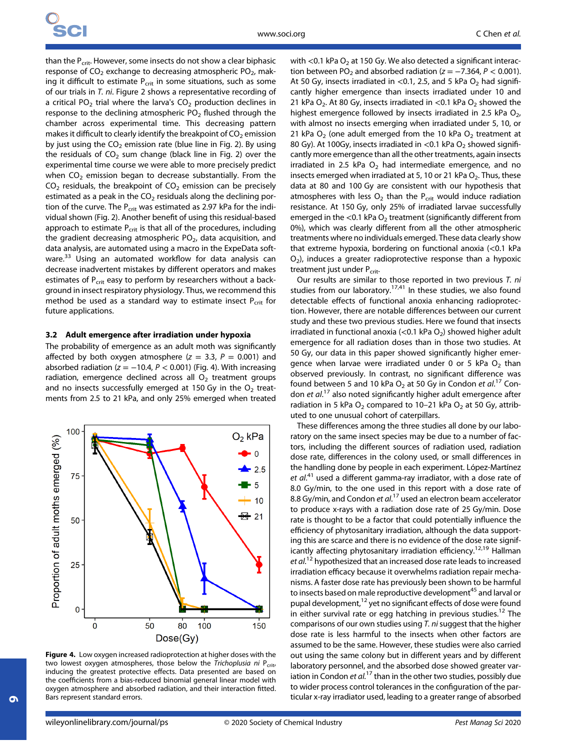than the $P_{crit}$. However, some insects do not show a clear biphasic response of $CO_2$ exchange to decreasing atmospheric $PO_2$, making it difficult to estimate $P_{crit}$ in some situations, such as some of our trials in *T. ni*. Figure 2 shows a representative recording of a critical $PO_2$ trial where the larva's $CO_2$ production declines in response to the declining atmospheric $PO_2$ flushed through the chamber across experimental time. This decreasing pattern makes it difficult to clearly identify the breakpoint of $CO_2$ emission by just using the $CO_2$ emission rate (blue line in Fig. 2). By using the residuals of $CO_2$ sum change (black line in Fig. 2) over the experimental time course we were able to more precisely predict when $CO_2$ emission began to decrease substantially. From the $CO_2$ residuals, the breakpoint of $CO_2$ emission can be precisely estimated as a peak in the $CO_2$ residuals along the declining portion of the curve. The $P_{crit}$ was estimated as 2.97 kPa for the individual shown (Fig. 2). Another benefit of using this residual-based approach to estimate $P_{crit}$ is that all of the procedures, including the gradient decreasing atmospheric $PO_2$, data acquisition, and data analysis, are automated using a macro in the ExpeData software.[33] Using an automated workflow for data analysis can decrease inadvertent mistakes by different operators and makes estimates of $P_{crit}$ easy to perform by researchers without a background in insect respiratory physiology. Thus, we recommend this method be used as a standard way to estimate insect $P_{crit}$ for future applications.

### 3.2 Adult emergence after irradiation under hypoxia

The probability of emergence as an adult moth was significantly affected by both oxygen atmosphere ($z = 3.3$, $P = 0.001$) and absorbed radiation ($z = -10.4$, $P < 0.001$) (Fig. 4). With increasing radiation, emergence declined across all $O_2$ treatment groups and no insects successfully emerged at 150 Gy in the $O_2$ treatments from 2.5 to 21 kPa, and only 25% emerged when treated with <0.1 kPa $O_2$ at 150 Gy. We also detected a significant interaction between $PO_2$ and absorbed radiation ($z = -7.364$, $P < 0.001$). At 50 Gy, insects irradiated in <0.1, 2.5, and 5 kPa $O_2$ had significantly higher emergence than insects irradiated under 10 and 21 kPa $O_2$. At 80 Gy, insects irradiated in <0.1 kPa $O_2$ showed the highest emergence followed by insects irradiated in 2.5 kPa $O_2$, with almost no insects emerging when irradiated under 5, 10, or 21 kPa $O_2$ (one adult emerged from the 10 kPa $O_2$ treatment at 80 Gy). At 100Gy, insects irradiated in <0.1 kPa $O_2$ showed significantly more emergence than all the other treatments, again insects irradiated in 2.5 kPa $O_2$ had intermediate emergence, and no insects emerged when irradiated at 5, 10 or 21 kPa $O_2$. Thus, these data at 80 and 100 Gy are consistent with our hypothesis that atmospheres with less $O_2$ than the $P_{crit}$ would induce radiation resistance. At 150 Gy, only 25% of irradiated larvae successfully emerged in the <0.1 kPa $O_2$ treatment (significantly different from 0%), which was clearly different from all the other atmospheric treatments where no individuals emerged. These data clearly show that extreme hypoxia, bordering on functional anoxia (<0.1 kPa $O_2$), induces a greater radioprotective response than a hypoxic treatment just under $P_{crit}$.

**Figure 4.** Low oxygen increased radioprotection at higher doses with the two lowest oxygen atmospheres, those below the *Trichoplusia ni* $P_{crit}$, inducing the greatest protective effects. Data presented are based on the coefficients from a bias-reduced binomial general linear model with oxygen atmosphere and absorbed radiation, and their interaction fitted. Bars represent standard errors.

Our results are similar to those reported in two previous *T. ni* studies from our laboratory.[17,41] In these studies, we also found detectable effects of functional anoxia enhancing radioprotection. However, there are notable differences between our current study and these two previous studies. Here we found that insects irradiated in functional anoxia (<0.1 kPa $O_2$) showed higher adult emergence for all radiation doses than in those two studies. At 50 Gy, our data in this paper showed significantly higher emergence when larvae were irradiated under 0 or 5 kPa $O_2$ than observed previously. In contrast, no significant difference was found between 5 and 10 kPa $O_2$ at 50 Gy in Condon *et al.*[17] Condon *et al.*[17] also noted significantly higher adult emergence after radiation in 5 kPa $O_2$ compared to 10–21 kPa $O_2$ at 50 Gy, attributed to one unusual cohort of caterpillars.

These differences among the three studies all done by our laboratory on the same insect species may be due to a number of factors, including the different sources of radiation used, radiation dose rate, differences in the colony used, or small differences in the handling done by people in each experiment. López-Martínez *et al.*[41] used a different gamma-ray irradiator, with a dose rate of 8.0 Gy/min, to the one used in this report with a dose rate of 8.8 Gy/min, and Condon *et al.*[17] used an electron beam accelerator to produce x-rays with a radiation dose rate of 25 Gy/min. Dose rate is thought to be a factor that could potentially influence the efficiency of phytosanitary irradiation, although the data supporting this are scarce and there is no evidence of the dose rate significantly affecting phytosanitary irradiation efficiency.[12,19] Hallman *et al.*[12] hypothesized that an increased dose rate leads to increased irradiation efficacy because it overwhelms radiation repair mechanisms. A faster dose rate has previously been shown to be harmful to insects based on male reproductive development[45] and larval or pupal development,[12] yet no significant effects of dose were found in either survival rate or egg hatching in previous studies.[12] The comparisons of our own studies using *T. ni* suggest that the higher dose rate is less harmful to the insects when other factors are assumed to be the same. However, these studies were also carried out using the same colony but in different years and by different laboratory personnel, and the absorbed dose showed greater variation in Condon *et al.*[17] than in the other two studies, possibly due to wider process control tolerances in the configuration of the particular x-ray irradiator used, leading to a greater range of absorbed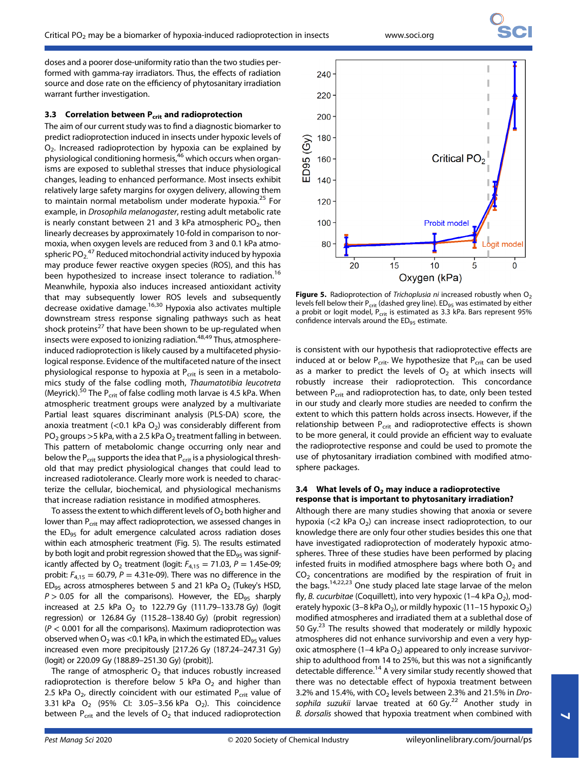doses and a poorer dose-uniformity ratio than the two studies performed with gamma-ray irradiators. Thus, the effects of radiation source and dose rate on the efficiency of phytosanitary irradiation warrant further investigation.

### 3.3 Correlation between $P_{crit}$ and radioprotection

The aim of our current study was to find a diagnostic biomarker to predict radioprotection induced in insects under hypoxic levels of $O_2$. Increased radioprotection by hypoxia can be explained by physiological conditioning hormesis,[46] which occurs when organisms are exposed to sublethal stresses that induce physiological changes, leading to enhanced performance. Most insects exhibit relatively large safety margins for oxygen delivery, allowing them to maintain normal metabolism under moderate hypoxia.[25] For example, in *Drosophila melanogaster*, resting adult metabolic rate is nearly constant between 21 and 3 kPa atmospheric $PO_2$, then linearly decreases by approximately 10-fold in comparison to normoxia, when oxygen levels are reduced from 3 and 0.1 kPa atmospheric $PO_2$.[47] Reduced mitochondrial activity induced by hypoxia may produce fewer reactive oxygen species (ROS), and this has been hypothesized to increase insect tolerance to radiation.[16] Meanwhile, hypoxia also induces increased antioxidant activity that may subsequently lower ROS levels and subsequently decrease oxidative damage.[16,30] Hypoxia also activates multiple downstream stress response signaling pathways such as heat shock proteins[27] that have been shown to be up-regulated when insects were exposed to ionizing radiation.[48,49] Thus, atmosphere-induced radioprotection is likely caused by a multifaceted physiological response. Evidence of the multifaceted nature of the insect physiological response to hypoxia at $P_{crit}$ is seen in a metabolomics study of the false codling moth, *Thaumatotibia leucotreta* (Meyrick).[50] The $P_{crit}$ of false codling moth larvae is 4.5 kPa. When atmospheric treatment groups were analyzed by a multivariate Partial least squares discriminant analysis (PLS-DA) score, the anoxia treatment (<0.1 kPa $O_2$) was considerably different from $PO_2$ groups >5 kPa, with a 2.5 kPa $O_2$ treatment falling in between. This pattern of metabolome change occurring only near and below the $P_{crit}$ supports the idea that $P_{crit}$ is a physiological threshold that may predict physiological changes that could lead to increased radiotolerance. Clearly more work is needed to characterize the cellular, biochemical, and physiological mechanisms that increase radiation resistance in modified atmospheres.

To assess the extent to which different levels of $O_2$ both higher and lower than $P_{crit}$ may affect radioprotection, we assessed changes in the $ED_{95}$ for adult emergence calculated across radiation doses within each atmospheric treatment (Fig. 5). The results estimated by both logit and probit regression showed that the $ED_{95}$ was significantly affected by $O_2$ treatment (logit: $F_{4,15} = 71.03$, $P = 1.45\text{e-}09$; probit: $F_{4,15} = 60.79$, $P = 4.31\text{e-}09$). There was no difference in the $ED_{95}$ across atmospheres between 5 and 21 kPa $O_2$ (Tukey's HSD, $P > 0.05$ for all the comparisons). However, the $ED_{95}$ sharply increased at 2.5 kPa $O_2$ to 122.79 Gy (111.79–133.78 Gy) (logit regression) or 126.84 Gy (115.28–138.40 Gy) (probit regression) ($P < 0.001$ for all the comparisons). Maximum radioprotection was observed when $O_2$ was <0.1 kPa, in which the estimated $ED_{95}$ values increased even more precipitously [217.26 Gy (187.24–247.31 Gy) (logit) or 220.09 Gy (188.89–251.30 Gy) (probit)].

The range of atmospheric $O_2$ that induces robustly increased radioprotection is therefore below 5 kPa $O_2$ and higher than 2.5 kPa $O_2$, directly coincident with our estimated $P_{crit}$ value of 3.31 kPa $O_2$ (95% CI: 3.05–3.56 kPa $O_2$). This coincidence between $P_{crit}$ and the levels of $O_2$ that induced radioprotection is consistent with our hypothesis that radioprotective effects are induced at or below $P_{crit}$. We hypothesize that $P_{crit}$ can be used as a marker to predict the levels of $O_2$ at which insects will robustly increase their radioprotection. This concordance between $P_{crit}$ and radioprotection has, to date, only been tested in our study and clearly more studies are needed to confirm the extent to which this pattern holds across insects. However, if the relationship between $P_{crit}$ and radioprotective effects is shown to be more general, it could provide an efficient way to evaluate the radioprotective response and could be used to promote the use of phytosanitary irradiation combined with modified atmosphere packages.

**Figure 5.** Radioprotection of *Trichoplusia ni* increased robustly when $O_2$ levels fell below their $P_{crit}$ (dashed grey line). $ED_{95}$ was estimated by either a probit or logit model, $P_{crit}$ is estimated as 3.3 kPa. Bars represent 95% confidence intervals around the $ED_{95}$ estimate.

### 3.4 What levels of $O_2$ may induce a radioprotective response that is important to phytosanitary irradiation?

Although there are many studies showing that anoxia or severe hypoxia (<2 kPa $O_2$) can increase insect radioprotection, to our knowledge there are only four other studies besides this one that have investigated radioprotection of moderately hypoxic atmospheres. Three of these studies have been performed by placing infested fruits in modified atmosphere bags where both $O_2$ and $CO_2$ concentrations are modified by the respiration of fruit in the bags.[14,22,23] One study placed late stage larvae of the melon fly, *B. cucurbitae* (Coquillett), into very hypoxic (1–4 kPa $O_2$), moderately hypoxic (3–8 kPa $O_2$), or mildly hypoxic (11–15 hypoxic $O_2$) modified atmospheres and irradiated them at a sublethal dose of 50 Gy.[23] The results showed that moderately or mildly hypoxic atmospheres did not enhance survivorship and even a very hypoxic atmosphere (1–4 kPa $O_2$) appeared to only increase survivorship to adulthood from 14 to 25%, but this was not a significantly detectable difference.[14] A very similar study recently showed that there was no detectable effect of hypoxia treatment between 3.2% and 15.4%, with $CO_2$ levels between 2.3% and 21.5% in *Drosophila suzukii* larvae treated at 60 Gy.[22] Another study in *B. dorsalis* showed that hypoxia treatment when combined with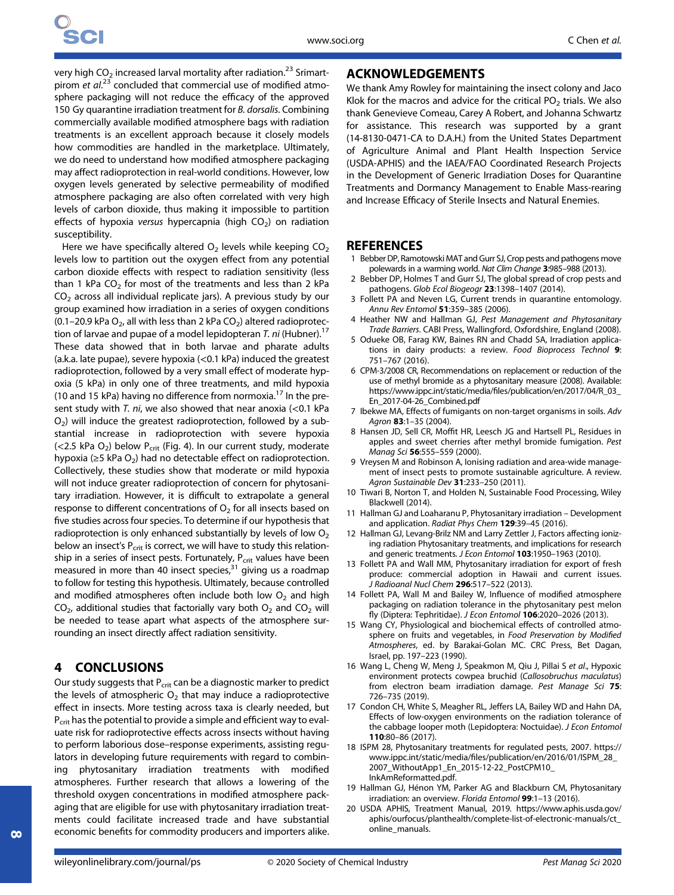very high $CO_2$ increased larval mortality after radiation.[23] Srimartpirom *et al*.[23] concluded that commercial use of modified atmosphere packaging will not reduce the efficacy of the approved 150 Gy quarantine irradiation treatment for *B. dorsalis*. Combining commercially available modified atmosphere bags with radiation treatments is an excellent approach because it closely models how commodities are handled in the marketplace. Ultimately, we do need to understand how modified atmosphere packaging may affect radioprotection in real-world conditions. However, low oxygen levels generated by selective permeability of modified atmosphere packaging are also often correlated with very high levels of carbon dioxide, thus making it impossible to partition effects of hypoxia *versus* hypercapnia (high $CO_2$) on radiation susceptibility.

Here we have specifically altered $O_2$ levels while keeping $CO_2$ levels low to partition out the oxygen effect from any potential carbon dioxide effects with respect to radiation sensitivity (less than 1 kPa $CO_2$ for most of the treatments and less than 2 kPa $CO_2$ across all individual replicate jars). A previous study by our group examined how irradiation in a series of oxygen conditions (0.1–20.9 kPa $O_2$, all with less than 2 kPa $CO_2$) altered radioprotection of larvae and pupae of a model lepidopteran *T. ni* (Hubner).[17] These data showed that in both larvae and pharate adults (a.k.a. late pupae), severe hypoxia (<0.1 kPa) induced the greatest radioprotection, followed by a very small effect of moderate hypoxia (5 kPa) in only one of three treatments, and mild hypoxia (10 and 15 kPa) having no difference from normoxia.[17] In the present study with *T. ni*, we also showed that near anoxia (<0.1 kPa $O_2$) will induce the greatest radioprotection, followed by a substantial increase in radioprotection with severe hypoxia (<2.5 kPa $O_2$) below $P_{crit}$ (Fig. 4). In our current study, moderate hypoxia (≥5 kPa $O_2$) had no detectable effect on radioprotection. Collectively, these studies show that moderate or mild hypoxia will not induce greater radioprotection of concern for phytosanitary irradiation. However, it is difficult to extrapolate a general response to different concentrations of $O_2$ for all insects based on five studies across four species. To determine if our hypothesis that radioprotection is only enhanced substantially by levels of low $O_2$ below an insect's $P_{crit}$ is correct, we will have to study this relationship in a series of insect pests. Fortunately, $P_{crit}$ values have been measured in more than 40 insect species,[31] giving us a roadmap to follow for testing this hypothesis. Ultimately, because controlled and modified atmospheres often include both low $O_2$ and high $CO_2$, additional studies that factorially vary both $O_2$ and $CO_2$ will be needed to tease apart what aspects of the atmosphere surrounding an insect directly affect radiation sensitivity.

## 4 CONCLUSIONS

Our study suggests that $P_{crit}$ can be a diagnostic marker to predict the levels of atmospheric $O_2$ that may induce a radioprotective effect in insects. More testing across taxa is clearly needed, but $P_{crit}$ has the potential to provide a simple and efficient way to evaluate risk for radioprotective effects across insects without having to perform laborious dose–response experiments, assisting regulators in developing future requirements with regard to combining phytosanitary irradiation treatments with modified atmospheres. Further research that allows a lowering of the threshold oxygen concentrations in modified atmosphere packaging that are eligible for use with phytosanitary irradiation treatments could facilitate increased trade and have substantial economic benefits for commodity producers and importers alike.

## ACKNOWLEDGEMENTS

We thank Amy Rowley for maintaining the insect colony and Jaco Klok for the macros and advice for the critical $PO_2$ trials. We also thank Genevieve Comeau, Carey A Robert, and Johanna Schwartz for assistance. This research was supported by a grant (14-8130-0471-CA to D.A.H.) from the United States Department of Agriculture Animal and Plant Health Inspection Service (USDA-APHIS) and the IAEA/FAO Coordinated Research Projects in the Development of Generic Irradiation Doses for Quarantine Treatments and Dormancy Management to Enable Mass-rearing and Increase Efficacy of Sterile Insects and Natural Enemies.

## REFERENCES

1 Bebber DP, Ramotowski MAT and Gurr SJ, Crop pests and pathogens move polewards in a warming world. *Nat Clim Change* **3**:985–988 (2013).
2 Bebber DP, Holmes T and Gurr SJ, The global spread of crop pests and pathogens. *Glob Ecol Biogeogr* **23**:1398–1407 (2014).
3 Follett PA and Neven LG, Current trends in quarantine entomology. *Annu Rev Entomol* **51**:359–385 (2006).
4 Heather NW and Hallman GJ, *Pest Management and Phytosanitary Trade Barriers*. CABI Press, Wallingford, Oxfordshire, England (2008).
5 Odueke OB, Farag KW, Baines RN and Chadd SA, Irradiation applications in dairy products: a review. *Food Bioprocess Technol* **9**: 751–767 (2016).
6 CPM-3/2008 CR, Recommendations on replacement or reduction of the use of methyl bromide as a phytosanitary measure (2008). Available: https://www.ippc.int/static/media/files/publication/en/2017/04/R_03_En_2017-04-26_Combined.pdf
7 Ibekwe MA, Effects of fumigants on non-target organisms in soils. *Adv Agron* **83**:1–35 (2004).
8 Hansen JD, Sell CR, Moffit HR, Leesch JG and Hartsell PL, Residues in apples and sweet cherries after methyl bromide fumigation. *Pest Manag Sci* **56**:555–559 (2000).
9 Vreysen M and Robinson A, Ionising radiation and area-wide management of insect pests to promote sustainable agriculture. A review. *Agron Sustainable Dev* **31**:233–250 (2011).
10 Tiwari B, Norton T, and Holden N, Sustainable Food Processing, Wiley Blackwell (2014).
11 Hallman GJ and Loaharanu P, Phytosanitary irradiation – Development and application. *Radiat Phys Chem* **129**:39–45 (2016).
12 Hallman GJ, Levang-Brilz NM and Larry Zettler J, Factors affecting ionizing radiation Phytosanitary treatments, and implications for research and generic treatments. *J Econ Entomol* **103**:1950–1963 (2010).
13 Follett PA and Wall MM, Phytosanitary irradiation for export of fresh produce: commercial adoption in Hawaii and current issues. *J Radioanal Nucl Chem* **296**:517–522 (2013).
14 Follett PA, Wall M and Bailey W, Influence of modified atmosphere packaging on radiation tolerance in the phytosanitary pest melon fly (Diptera: Tephritidae). *J Econ Entomol* **106**:2020–2026 (2013).
15 Wang CY, Physiological and biochemical effects of controlled atmosphere on fruits and vegetables, in *Food Preservation by Modified Atmospheres*, ed. by Barakai-Golan MC. CRC Press, Bet Dagan, Israel, pp. 197–223 (1990).
16 Wang L, Cheng W, Meng J, Speakmon M, Qiu J, Pillai S *et al*., Hypoxic environment protects cowpea bruchid (*Callosobruchus maculatus*) from electron beam irradiation damage. *Pest Manage Sci* **75**: 726–735 (2019).
17 Condon CH, White S, Meagher RL, Jeffers LA, Bailey WD and Hahn DA, Effects of low-oxygen environments on the radiation tolerance of the cabbage looper moth (Lepidoptera: Noctuidae). *J Econ Entomol* **110**:80–86 (2017).
18 ISPM 28, Phytosanitary treatments for regulated pests, 2007. https://www.ippc.int/static/media/files/publication/en/2016/01/ISPM_28_2007_WithoutApp1_En_2015-12-22_PostCPM10_InkAmReformatted.pdf.
19 Hallman GJ, Hénon YM, Parker AG and Blackburn CM, Phytosanitary irradiation: an overview. *Florida Entomol* **99**:1–13 (2016).
20 USDA APHIS, Treatment Manual, 2019. https://www.aphis.usda.gov/aphis/ourfocus/planthealth/complete-list-of-electronic-manuals/ct_online_manuals.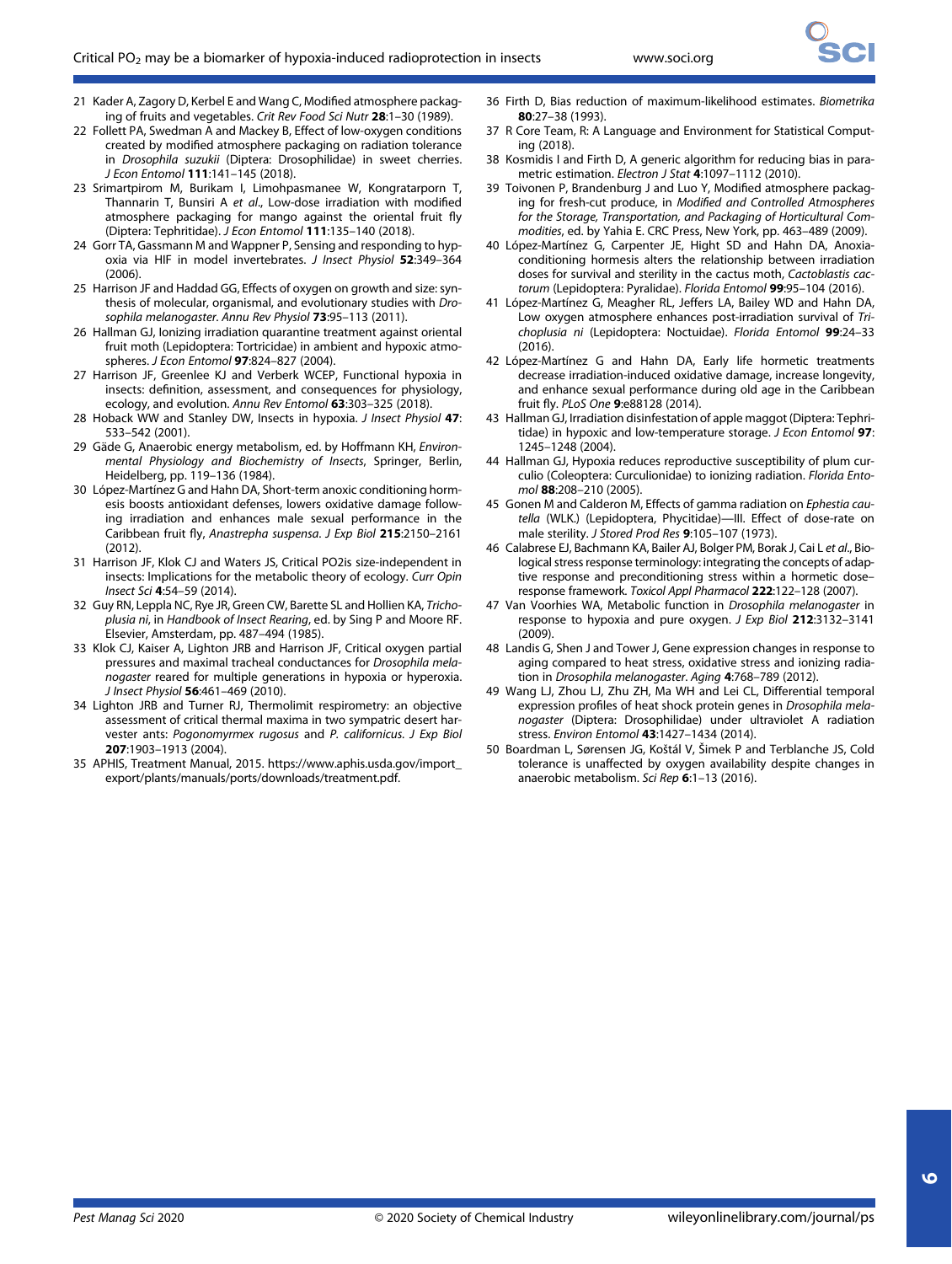21 Kader A, Zagory D, Kerbel E and Wang C, Modified atmosphere packaging of fruits and vegetables. *Crit Rev Food Sci Nutr* **28**:1–30 (1989).

22 Follett PA, Swedman A and Mackey B, Effect of low-oxygen conditions created by modified atmosphere packaging on radiation tolerance in *Drosophila suzukii* (Diptera: Drosophilidae) in sweet cherries. *J Econ Entomol* **111**:141–145 (2018).

23 Srimartpirom M, Burikam I, Limohpasmanee W, Kongratarporn T, Thannarin T, Bunsiri A *et al*., Low-dose irradiation with modified atmosphere packaging for mango against the oriental fruit fly (Diptera: Tephritidae). *J Econ Entomol* **111**:135–140 (2018).

24 Gorr TA, Gassmann M and Wappner P, Sensing and responding to hypoxia via HIF in model invertebrates. *J Insect Physiol* **52**:349–364 (2006).

25 Harrison JF and Haddad GG, Effects of oxygen on growth and size: synthesis of molecular, organismal, and evolutionary studies with *Drosophila melanogaster*. *Annu Rev Physiol* **73**:95–113 (2011).

26 Hallman GJ, Ionizing irradiation quarantine treatment against oriental fruit moth (Lepidoptera: Tortricidae) in ambient and hypoxic atmospheres. *J Econ Entomol* **97**:824–827 (2004).

27 Harrison JF, Greenlee KJ and Verberk WCEP, Functional hypoxia in insects: definition, assessment, and consequences for physiology, ecology, and evolution. *Annu Rev Entomol* **63**:303–325 (2018).

28 Hoback WW and Stanley DW, Insects in hypoxia. *J Insect Physiol* **47**: 533–542 (2001).

29 Gäde G, Anaerobic energy metabolism, ed. by Hoffmann KH, *Environmental Physiology and Biochemistry of Insects*, Springer, Berlin, Heidelberg, pp. 119–136 (1984).

30 López-Martínez G and Hahn DA, Short-term anoxic conditioning hormesis boosts antioxidant defenses, lowers oxidative damage following irradiation and enhances male sexual performance in the Caribbean fruit fly, *Anastrepha suspensa*. *J Exp Biol* **215**:2150–2161 (2012).

31 Harrison JF, Klok CJ and Waters JS, Critical PO2is size-independent in insects: Implications for the metabolic theory of ecology. *Curr Opin Insect Sci* **4**:54–59 (2014).

32 Guy RN, Leppla NC, Rye JR, Green CW, Barette SL and Hollien KA, *Trichoplusia ni*, in *Handbook of Insect Rearing*, ed. by Sing P and Moore RF. Elsevier, Amsterdam, pp. 487–494 (1985).

33 Klok CJ, Kaiser A, Lighton JRB and Harrison JF, Critical oxygen partial pressures and maximal tracheal conductances for *Drosophila melanogaster* reared for multiple generations in hypoxia or hyperoxia. *J Insect Physiol* **56**:461–469 (2010).

34 Lighton JRB and Turner RJ, Thermolimit respirometry: an objective assessment of critical thermal maxima in two sympatric desert harvester ants: *Pogonomyrmex rugosus* and *P. californicus*. *J Exp Biol* **207**:1903–1913 (2004).

35 APHIS, Treatment Manual, 2015. https://www.aphis.usda.gov/import_export/plants/manuals/ports/downloads/treatment.pdf.

36 Firth D, Bias reduction of maximum-likelihood estimates. *Biometrika* **80**:27–38 (1993).

37 R Core Team, R: A Language and Environment for Statistical Computing (2018).

38 Kosmidis I and Firth D, A generic algorithm for reducing bias in parametric estimation. *Electron J Stat* **4**:1097–1112 (2010).

39 Toivonen P, Brandenburg J and Luo Y, Modified atmosphere packaging for fresh-cut produce, in *Modified and Controlled Atmospheres for the Storage, Transportation, and Packaging of Horticultural Commodities*, ed. by Yahia E. CRC Press, New York, pp. 463–489 (2009).

40 López-Martínez G, Carpenter JE, Hight SD and Hahn DA, Anoxia-conditioning hormesis alters the relationship between irradiation doses for survival and sterility in the cactus moth, *Cactoblastis cactorum* (Lepidoptera: Pyralidae). *Florida Entomol* **99**:95–104 (2016).

41 López-Martínez G, Meagher RL, Jeffers LA, Bailey WD and Hahn DA, Low oxygen atmosphere enhances post-irradiation survival of *Trichoplusia ni* (Lepidoptera: Noctuidae). *Florida Entomol* **99**:24–33 (2016).

42 López-Martínez G and Hahn DA, Early life hormetic treatments decrease irradiation-induced oxidative damage, increase longevity, and enhance sexual performance during old age in the Caribbean fruit fly. *PLoS One* **9**:e88128 (2014).

43 Hallman GJ, Irradiation disinfestation of apple maggot (Diptera: Tephritidae) in hypoxic and low-temperature storage. *J Econ Entomol* **97**: 1245–1248 (2004).

44 Hallman GJ, Hypoxia reduces reproductive susceptibility of plum curculio (Coleoptera: Curculionidae) to ionizing radiation. *Florida Entomol* **88**:208–210 (2005).

45 Gonen M and Calderon M, Effects of gamma radiation on *Ephestia cautella* (WLK.) (Lepidoptera, Phycitidae)—III. Effect of dose-rate on male sterility. *J Stored Prod Res* **9**:105–107 (1973).

46 Calabrese EJ, Bachmann KA, Bailer AJ, Bolger PM, Borak J, Cai L *et al*., Biological stress response terminology: integrating the concepts of adaptive response and preconditioning stress within a hormetic dose–response framework. *Toxicol Appl Pharmacol* **222**:122–128 (2007).

47 Van Voorhies WA, Metabolic function in *Drosophila melanogaster* in response to hypoxia and pure oxygen. *J Exp Biol* **212**:3132–3141 (2009).

48 Landis G, Shen J and Tower J, Gene expression changes in response to aging compared to heat stress, oxidative stress and ionizing radiation in *Drosophila melanogaster*. *Aging* **4**:768–789 (2012).

49 Wang LJ, Zhou LJ, Zhu ZH, Ma WH and Lei CL, Differential temporal expression profiles of heat shock protein genes in *Drosophila melanogaster* (Diptera: Drosophilidae) under ultraviolet A radiation stress. *Environ Entomol* **43**:1427–1434 (2014).

50 Boardman L, Sørensen JG, Koštál V, Šimek P and Terblanche JS, Cold tolerance is unaffected by oxygen availability despite changes in anaerobic metabolism. *Sci Rep* **6**:1–13 (2016).